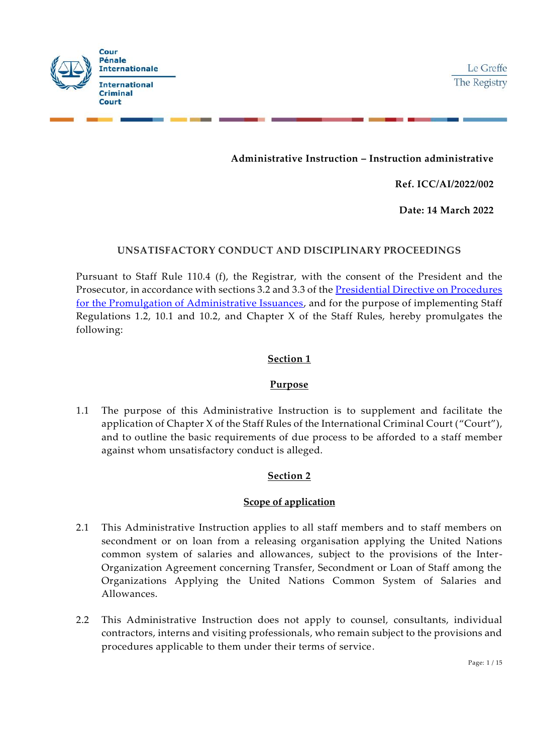Cour Pénale Internationale

International Criminal Court

Le Greffe
The Registry

**Administrative Instruction – Instruction administrative**

**Ref. ICC/AI/2022/002**

**Date: 14 March 2022**

# UNSATISFACTORY CONDUCT AND DISCIPLINARY PROCEEDINGS

Pursuant to Staff Rule 110.4 (f), the Registrar, with the consent of the President and the Prosecutor, in accordance with sections 3.2 and 3.3 of the Presidential Directive on Procedures for the Promulgation of Administrative Issuances, and for the purpose of implementing Staff Regulations 1.2, 10.1 and 10.2, and Chapter X of the Staff Rules, hereby promulgates the following:

## Section 1

## Purpose

1.1 The purpose of this Administrative Instruction is to supplement and facilitate the application of Chapter X of the Staff Rules of the International Criminal Court ("Court"), and to outline the basic requirements of due process to be afforded to a staff member against whom unsatisfactory conduct is alleged.

## Section 2

## Scope of application

2.1 This Administrative Instruction applies to all staff members and to staff members on secondment or on loan from a releasing organisation applying the United Nations common system of salaries and allowances, subject to the provisions of the Inter-Organization Agreement concerning Transfer, Secondment or Loan of Staff among the Organizations Applying the United Nations Common System of Salaries and Allowances.

2.2 This Administrative Instruction does not apply to counsel, consultants, individual contractors, interns and visiting professionals, who remain subject to the provisions and procedures applicable to them under their terms of service.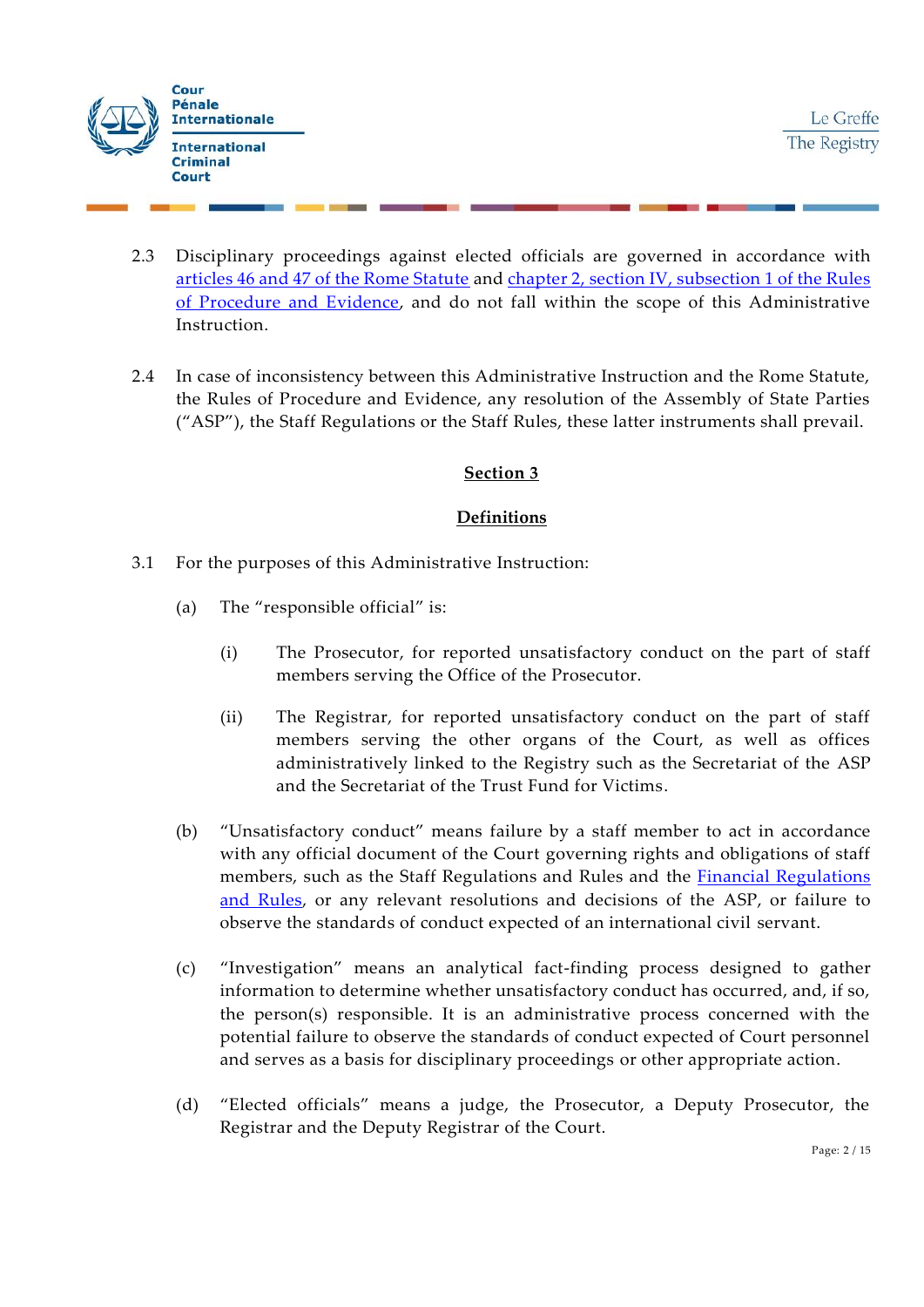2.3 Disciplinary proceedings against elected officials are governed in accordance with articles 46 and 47 of the Rome Statute and chapter 2, section IV, subsection 1 of the Rules of Procedure and Evidence, and do not fall within the scope of this Administrative Instruction.

2.4 In case of inconsistency between this Administrative Instruction and the Rome Statute, the Rules of Procedure and Evidence, any resolution of the Assembly of State Parties ("ASP"), the Staff Regulations or the Staff Rules, these latter instruments shall prevail.

## Section 3

## Definitions

3.1 For the purposes of this Administrative Instruction:

(a) The "responsible official" is:

(i) The Prosecutor, for reported unsatisfactory conduct on the part of staff members serving the Office of the Prosecutor.

(ii) The Registrar, for reported unsatisfactory conduct on the part of staff members serving the other organs of the Court, as well as offices administratively linked to the Registry such as the Secretariat of the ASP and the Secretariat of the Trust Fund for Victims.

(b) "Unsatisfactory conduct" means failure by a staff member to act in accordance with any official document of the Court governing rights and obligations of staff members, such as the Staff Regulations and Rules and the Financial Regulations and Rules, or any relevant resolutions and decisions of the ASP, or failure to observe the standards of conduct expected of an international civil servant.

(c) "Investigation" means an analytical fact-finding process designed to gather information to determine whether unsatisfactory conduct has occurred, and, if so, the person(s) responsible. It is an administrative process concerned with the potential failure to observe the standards of conduct expected of Court personnel and serves as a basis for disciplinary proceedings or other appropriate action.

(d) "Elected officials" means a judge, the Prosecutor, a Deputy Prosecutor, the Registrar and the Deputy Registrar of the Court.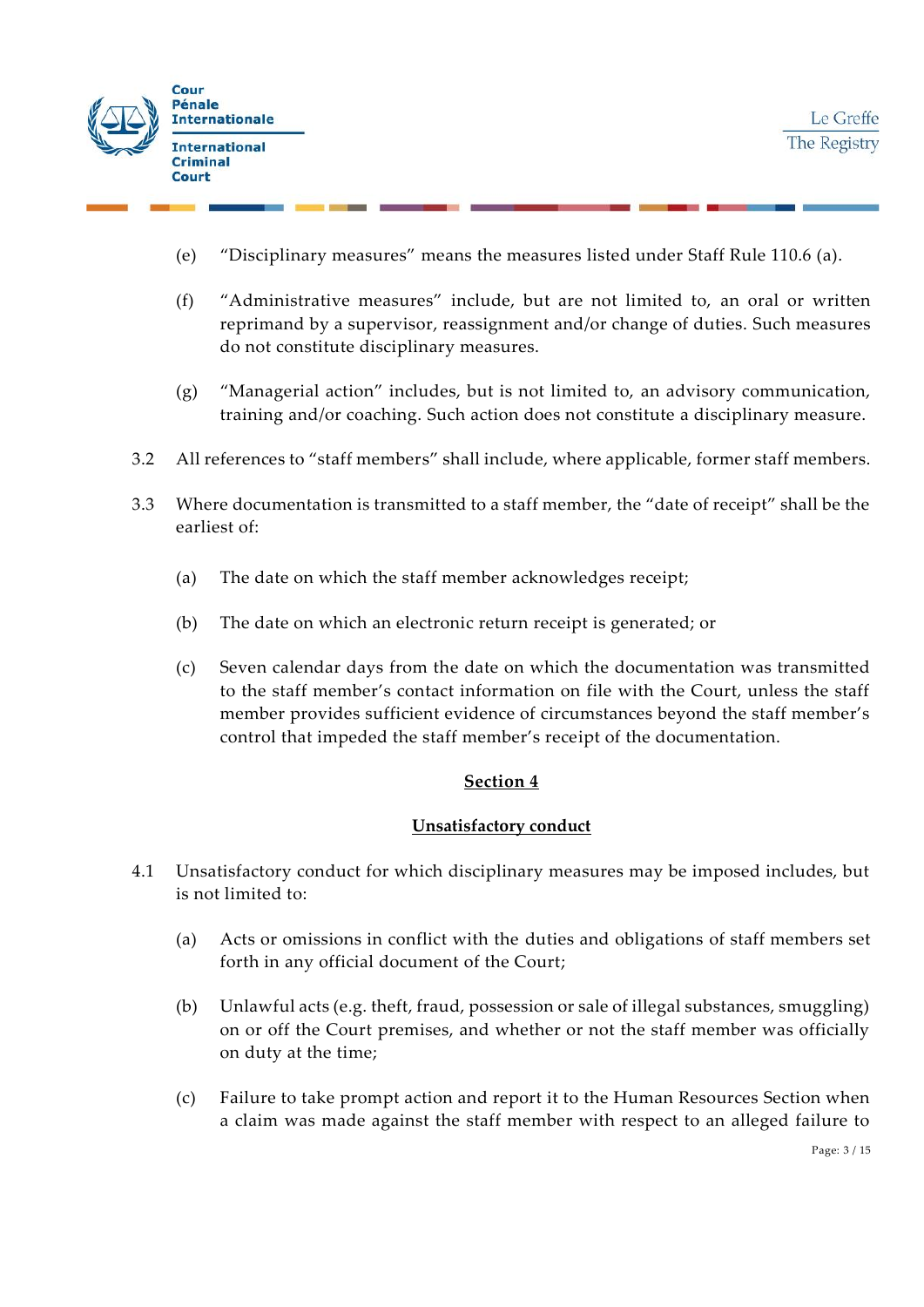(e) “Disciplinary measures” means the measures listed under Staff Rule 110.6 (a).

(f) “Administrative measures” include, but are not limited to, an oral or written reprimand by a supervisor, reassignment and/or change of duties. Such measures do not constitute disciplinary measures.

(g) “Managerial action” includes, but is not limited to, an advisory communication, training and/or coaching. Such action does not constitute a disciplinary measure.

3.2 All references to “staff members” shall include, where applicable, former staff members.

3.3 Where documentation is transmitted to a staff member, the “date of receipt” shall be the earliest of:

(a) The date on which the staff member acknowledges receipt;

(b) The date on which an electronic return receipt is generated; or

(c) Seven calendar days from the date on which the documentation was transmitted to the staff member’s contact information on file with the Court, unless the staff member provides sufficient evidence of circumstances beyond the staff member’s control that impeded the staff member’s receipt of the documentation.

## Section 4

## Unsatisfactory conduct

4.1 Unsatisfactory conduct for which disciplinary measures may be imposed includes, but is not limited to:

(a) Acts or omissions in conflict with the duties and obligations of staff members set forth in any official document of the Court;

(b) Unlawful acts (e.g. theft, fraud, possession or sale of illegal substances, smuggling) on or off the Court premises, and whether or not the staff member was officially on duty at the time;

(c) Failure to take prompt action and report it to the Human Resources Section when a claim was made against the staff member with respect to an alleged failure to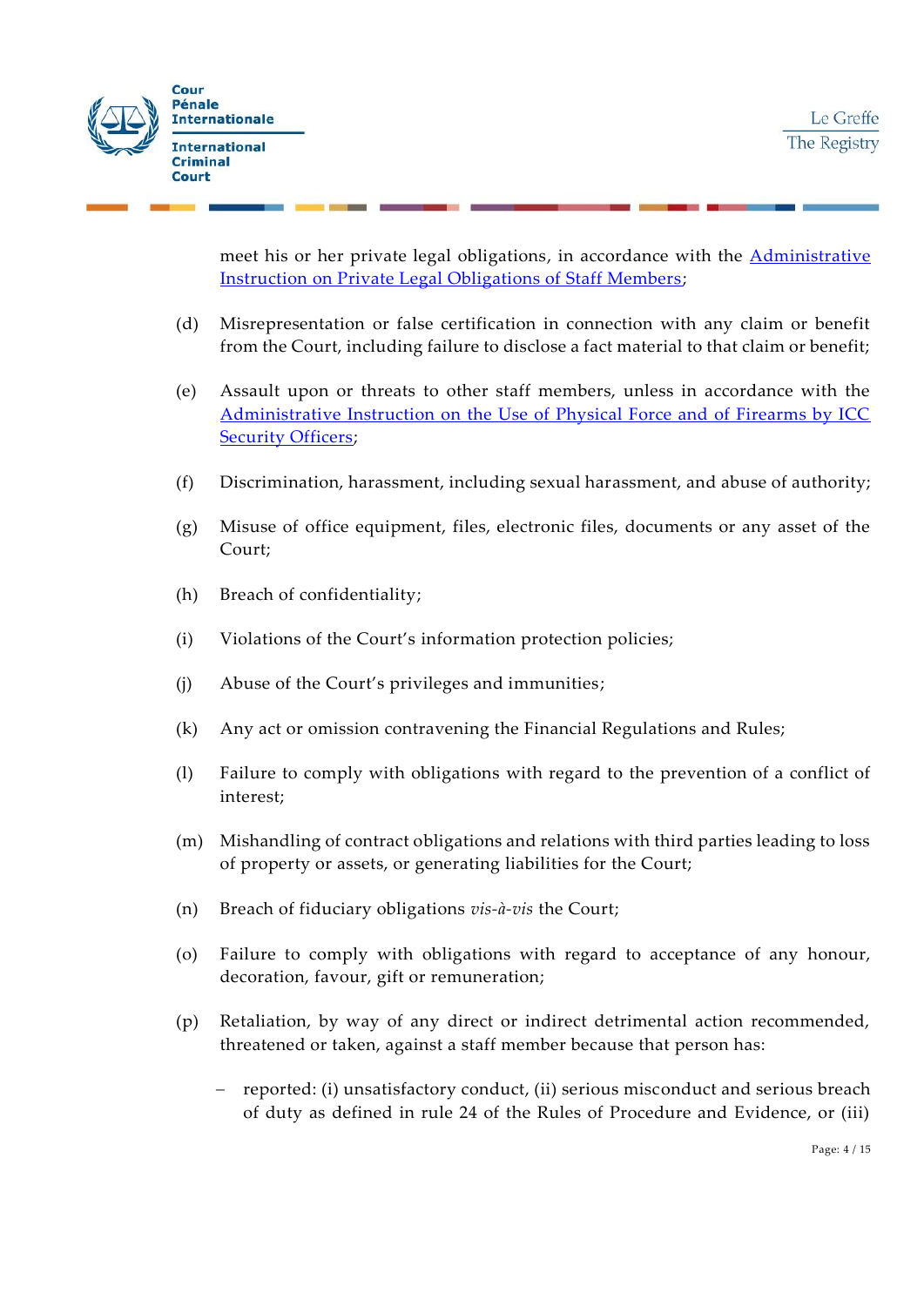meet his or her private legal obligations, in accordance with the [Administrative Instruction on Private Legal Obligations of Staff Members];

(d) Misrepresentation or false certification in connection with any claim or benefit from the Court, including failure to disclose a fact material to that claim or benefit;

(e) Assault upon or threats to other staff members, unless in accordance with the [Administrative Instruction on the Use of Physical Force and of Firearms by ICC Security Officers];

(f) Discrimination, harassment, including sexual harassment, and abuse of authority;

(g) Misuse of office equipment, files, electronic files, documents or any asset of the Court;

(h) Breach of confidentiality;

(i) Violations of the Court's information protection policies;

(j) Abuse of the Court's privileges and immunities;

(k) Any act or omission contravening the Financial Regulations and Rules;

(l) Failure to comply with obligations with regard to the prevention of a conflict of interest;

(m) Mishandling of contract obligations and relations with third parties leading to loss of property or assets, or generating liabilities for the Court;

(n) Breach of fiduciary obligations *vis-à-vis* the Court;

(o) Failure to comply with obligations with regard to acceptance of any honour, decoration, favour, gift or remuneration;

(p) Retaliation, by way of any direct or indirect detrimental action recommended, threatened or taken, against a staff member because that person has:

- reported: (i) unsatisfactory conduct, (ii) serious misconduct and serious breach of duty as defined in rule 24 of the Rules of Procedure and Evidence, or (iii)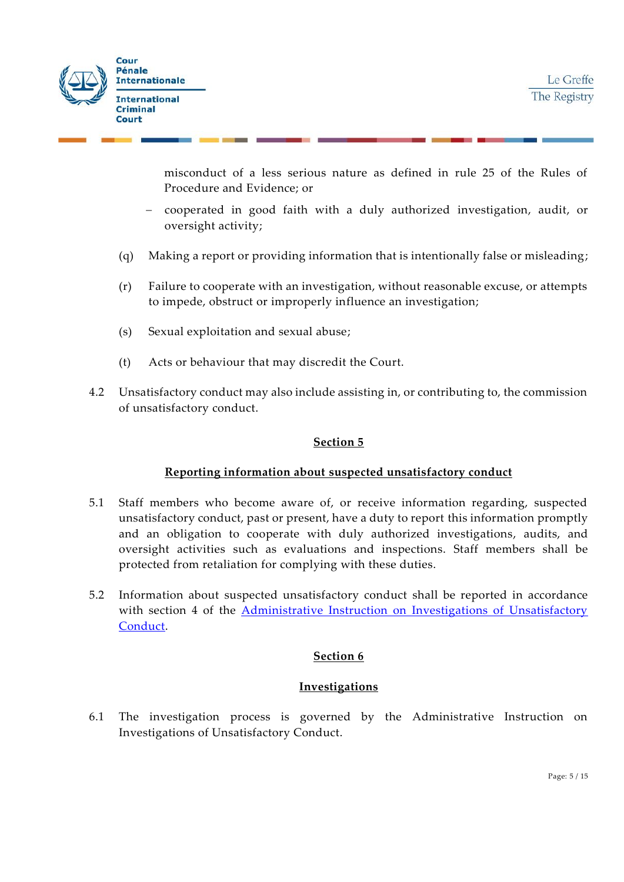misconduct of a less serious nature as defined in rule 25 of the Rules of Procedure and Evidence; or

– cooperated in good faith with a duly authorized investigation, audit, or oversight activity;

(q) Making a report or providing information that is intentionally false or misleading;

(r) Failure to cooperate with an investigation, without reasonable excuse, or attempts to impede, obstruct or improperly influence an investigation;

(s) Sexual exploitation and sexual abuse;

(t) Acts or behaviour that may discredit the Court.

4.2 Unsatisfactory conduct may also include assisting in, or contributing to, the commission of unsatisfactory conduct.

## Section 5

## Reporting information about suspected unsatisfactory conduct

5.1 Staff members who become aware of, or receive information regarding, suspected unsatisfactory conduct, past or present, have a duty to report this information promptly and an obligation to cooperate with duly authorized investigations, audits, and oversight activities such as evaluations and inspections. Staff members shall be protected from retaliation for complying with these duties.

5.2 Information about suspected unsatisfactory conduct shall be reported in accordance with section 4 of the Administrative Instruction on Investigations of Unsatisfactory Conduct.

## Section 6

## Investigations

6.1 The investigation process is governed by the Administrative Instruction on Investigations of Unsatisfactory Conduct.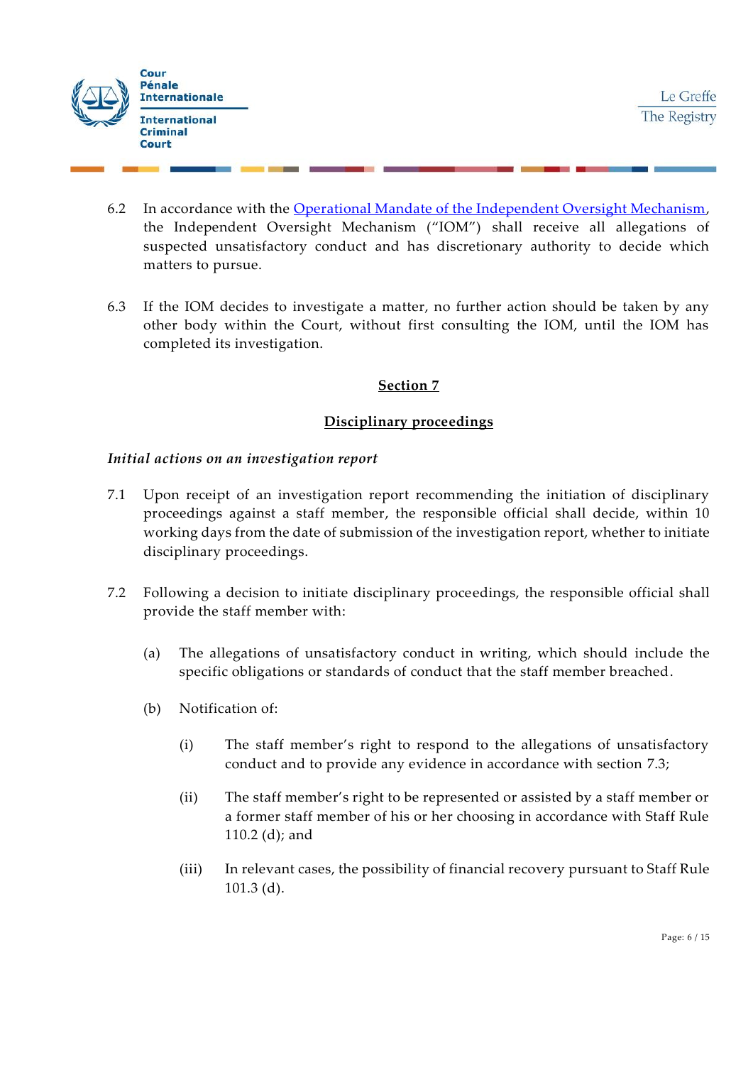6.2 In accordance with the [Operational Mandate of the Independent Oversight Mechanism](), the Independent Oversight Mechanism ("IOM") shall receive all allegations of suspected unsatisfactory conduct and has discretionary authority to decide which matters to pursue.

6.3 If the IOM decides to investigate a matter, no further action should be taken by any other body within the Court, without first consulting the IOM, until the IOM has completed its investigation.

## Section 7

## Disciplinary proceedings

*Initial actions on an investigation report*

7.1 Upon receipt of an investigation report recommending the initiation of disciplinary proceedings against a staff member, the responsible official shall decide, within 10 working days from the date of submission of the investigation report, whether to initiate disciplinary proceedings.

7.2 Following a decision to initiate disciplinary proceedings, the responsible official shall provide the staff member with:

(a) The allegations of unsatisfactory conduct in writing, which should include the specific obligations or standards of conduct that the staff member breached.

(b) Notification of:

(i) The staff member's right to respond to the allegations of unsatisfactory conduct and to provide any evidence in accordance with section 7.3;

(ii) The staff member's right to be represented or assisted by a staff member or a former staff member of his or her choosing in accordance with Staff Rule 110.2 (d); and

(iii) In relevant cases, the possibility of financial recovery pursuant to Staff Rule 101.3 (d).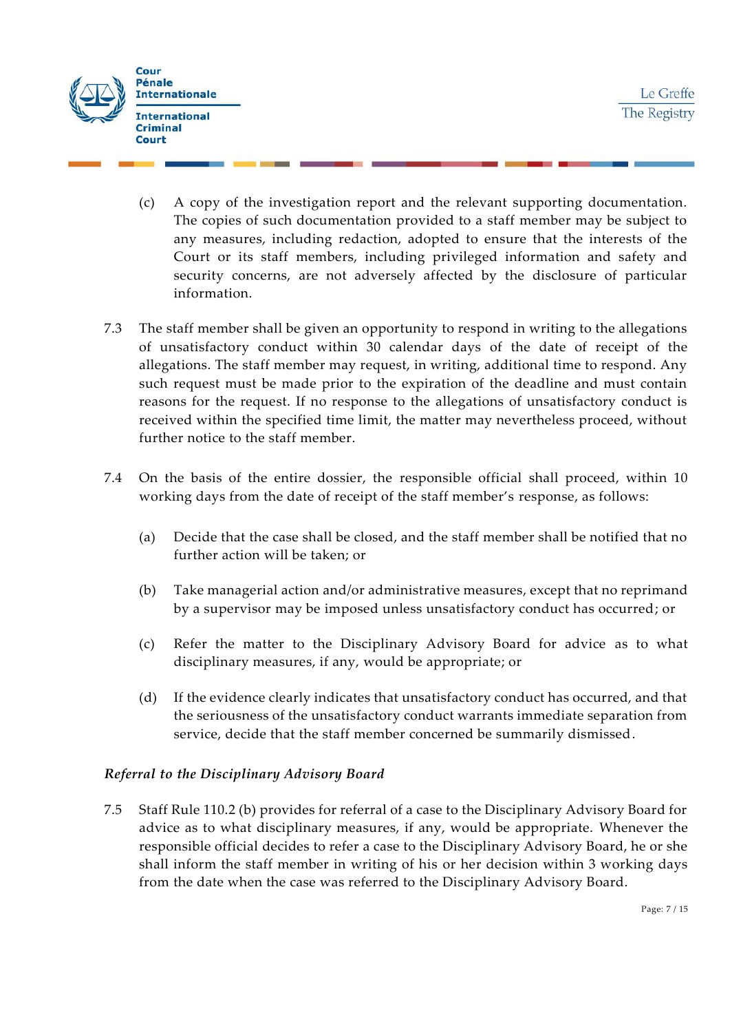(c) A copy of the investigation report and the relevant supporting documentation. The copies of such documentation provided to a staff member may be subject to any measures, including redaction, adopted to ensure that the interests of the Court or its staff members, including privileged information and safety and security concerns, are not adversely affected by the disclosure of particular information.

7.3 The staff member shall be given an opportunity to respond in writing to the allegations of unsatisfactory conduct within 30 calendar days of the date of receipt of the allegations. The staff member may request, in writing, additional time to respond. Any such request must be made prior to the expiration of the deadline and must contain reasons for the request. If no response to the allegations of unsatisfactory conduct is received within the specified time limit, the matter may nevertheless proceed, without further notice to the staff member.

7.4 On the basis of the entire dossier, the responsible official shall proceed, within 10 working days from the date of receipt of the staff member's response, as follows:

(a) Decide that the case shall be closed, and the staff member shall be notified that no further action will be taken; or

(b) Take managerial action and/or administrative measures, except that no reprimand by a supervisor may be imposed unless unsatisfactory conduct has occurred; or

(c) Refer the matter to the Disciplinary Advisory Board for advice as to what disciplinary measures, if any, would be appropriate; or

(d) If the evidence clearly indicates that unsatisfactory conduct has occurred, and that the seriousness of the unsatisfactory conduct warrants immediate separation from service, decide that the staff member concerned be summarily dismissed.

*Referral to the Disciplinary Advisory Board*

7.5 Staff Rule 110.2 (b) provides for referral of a case to the Disciplinary Advisory Board for advice as to what disciplinary measures, if any, would be appropriate. Whenever the responsible official decides to refer a case to the Disciplinary Advisory Board, he or she shall inform the staff member in writing of his or her decision within 3 working days from the date when the case was referred to the Disciplinary Advisory Board.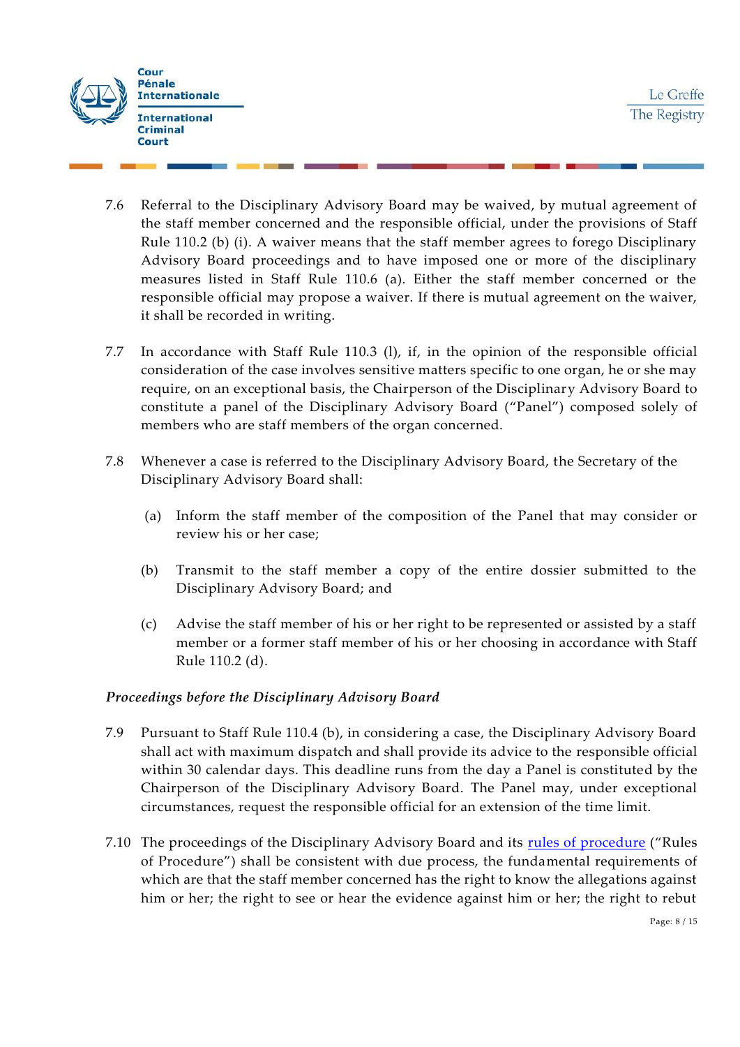7.6 Referral to the Disciplinary Advisory Board may be waived, by mutual agreement of the staff member concerned and the responsible official, under the provisions of Staff Rule 110.2 (b) (i). A waiver means that the staff member agrees to forego Disciplinary Advisory Board proceedings and to have imposed one or more of the disciplinary measures listed in Staff Rule 110.6 (a). Either the staff member concerned or the responsible official may propose a waiver. If there is mutual agreement on the waiver, it shall be recorded in writing.

7.7 In accordance with Staff Rule 110.3 (l), if, in the opinion of the responsible official consideration of the case involves sensitive matters specific to one organ, he or she may require, on an exceptional basis, the Chairperson of the Disciplinary Advisory Board to constitute a panel of the Disciplinary Advisory Board ("Panel") composed solely of members who are staff members of the organ concerned.

7.8 Whenever a case is referred to the Disciplinary Advisory Board, the Secretary of the Disciplinary Advisory Board shall:

(a) Inform the staff member of the composition of the Panel that may consider or review his or her case;

(b) Transmit to the staff member a copy of the entire dossier submitted to the Disciplinary Advisory Board; and

(c) Advise the staff member of his or her right to be represented or assisted by a staff member or a former staff member of his or her choosing in accordance with Staff Rule 110.2 (d).

*Proceedings before the Disciplinary Advisory Board*

7.9 Pursuant to Staff Rule 110.4 (b), in considering a case, the Disciplinary Advisory Board shall act with maximum dispatch and shall provide its advice to the responsible official within 30 calendar days. This deadline runs from the day a Panel is constituted by the Chairperson of the Disciplinary Advisory Board. The Panel may, under exceptional circumstances, request the responsible official for an extension of the time limit.

7.10 The proceedings of the Disciplinary Advisory Board and its rules of procedure ("Rules of Procedure") shall be consistent with due process, the fundamental requirements of which are that the staff member concerned has the right to know the allegations against him or her; the right to see or hear the evidence against him or her; the right to rebut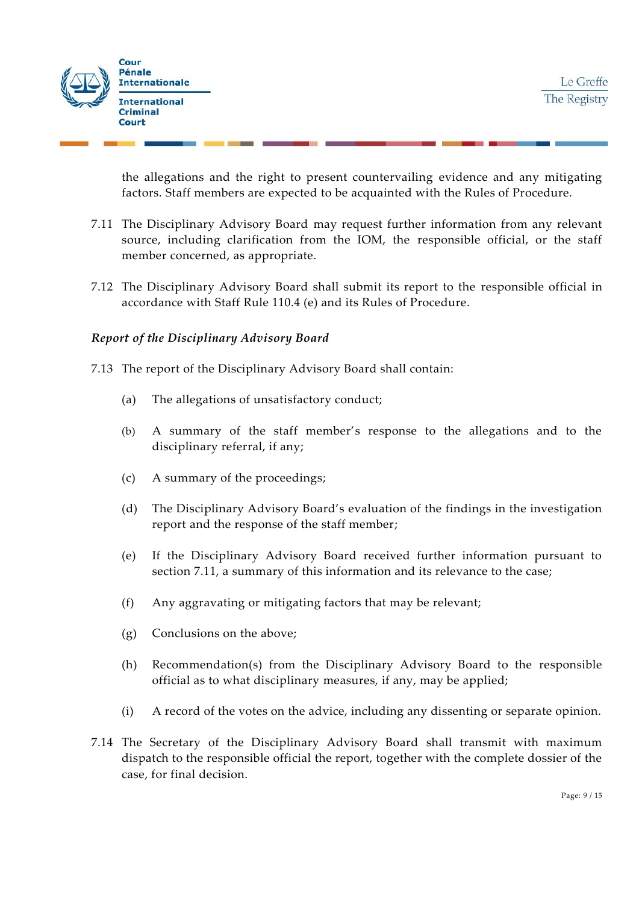the allegations and the right to present countervailing evidence and any mitigating factors. Staff members are expected to be acquainted with the Rules of Procedure.

7.11 The Disciplinary Advisory Board may request further information from any relevant source, including clarification from the IOM, the responsible official, or the staff member concerned, as appropriate.

7.12 The Disciplinary Advisory Board shall submit its report to the responsible official in accordance with Staff Rule 110.4 (e) and its Rules of Procedure.

*Report of the Disciplinary Advisory Board*

7.13 The report of the Disciplinary Advisory Board shall contain:

(a) The allegations of unsatisfactory conduct;

(b) A summary of the staff member's response to the allegations and to the disciplinary referral, if any;

(c) A summary of the proceedings;

(d) The Disciplinary Advisory Board's evaluation of the findings in the investigation report and the response of the staff member;

(e) If the Disciplinary Advisory Board received further information pursuant to section 7.11, a summary of this information and its relevance to the case;

(f) Any aggravating or mitigating factors that may be relevant;

(g) Conclusions on the above;

(h) Recommendation(s) from the Disciplinary Advisory Board to the responsible official as to what disciplinary measures, if any, may be applied;

(i) A record of the votes on the advice, including any dissenting or separate opinion.

7.14 The Secretary of the Disciplinary Advisory Board shall transmit with maximum dispatch to the responsible official the report, together with the complete dossier of the case, for final decision.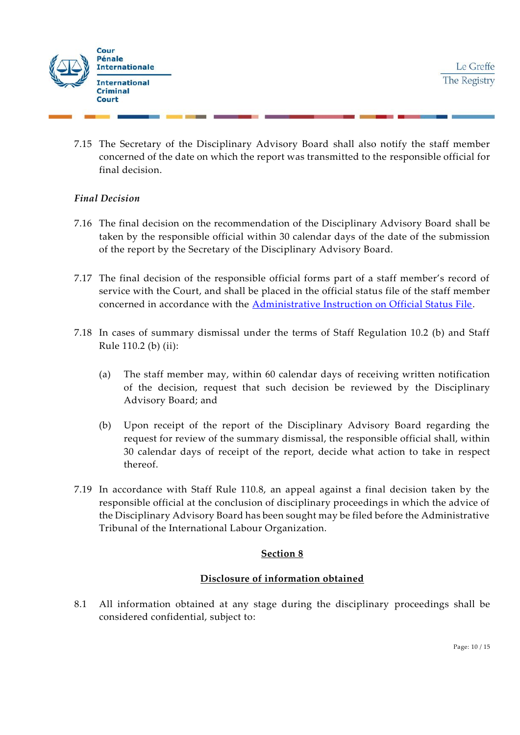7.15 The Secretary of the Disciplinary Advisory Board shall also notify the staff member concerned of the date on which the report was transmitted to the responsible official for final decision.

*Final Decision*

7.16 The final decision on the recommendation of the Disciplinary Advisory Board shall be taken by the responsible official within 30 calendar days of the date of the submission of the report by the Secretary of the Disciplinary Advisory Board.

7.17 The final decision of the responsible official forms part of a staff member's record of service with the Court, and shall be placed in the official status file of the staff member concerned in accordance with the Administrative Instruction on Official Status File.

7.18 In cases of summary dismissal under the terms of Staff Regulation 10.2 (b) and Staff Rule 110.2 (b) (ii):

(a) The staff member may, within 60 calendar days of receiving written notification of the decision, request that such decision be reviewed by the Disciplinary Advisory Board; and

(b) Upon receipt of the report of the Disciplinary Advisory Board regarding the request for review of the summary dismissal, the responsible official shall, within 30 calendar days of receipt of the report, decide what action to take in respect thereof.

7.19 In accordance with Staff Rule 110.8, an appeal against a final decision taken by the responsible official at the conclusion of disciplinary proceedings in which the advice of the Disciplinary Advisory Board has been sought may be filed before the Administrative Tribunal of the International Labour Organization.

## Section 8

## Disclosure of information obtained

8.1 All information obtained at any stage during the disciplinary proceedings shall be considered confidential, subject to: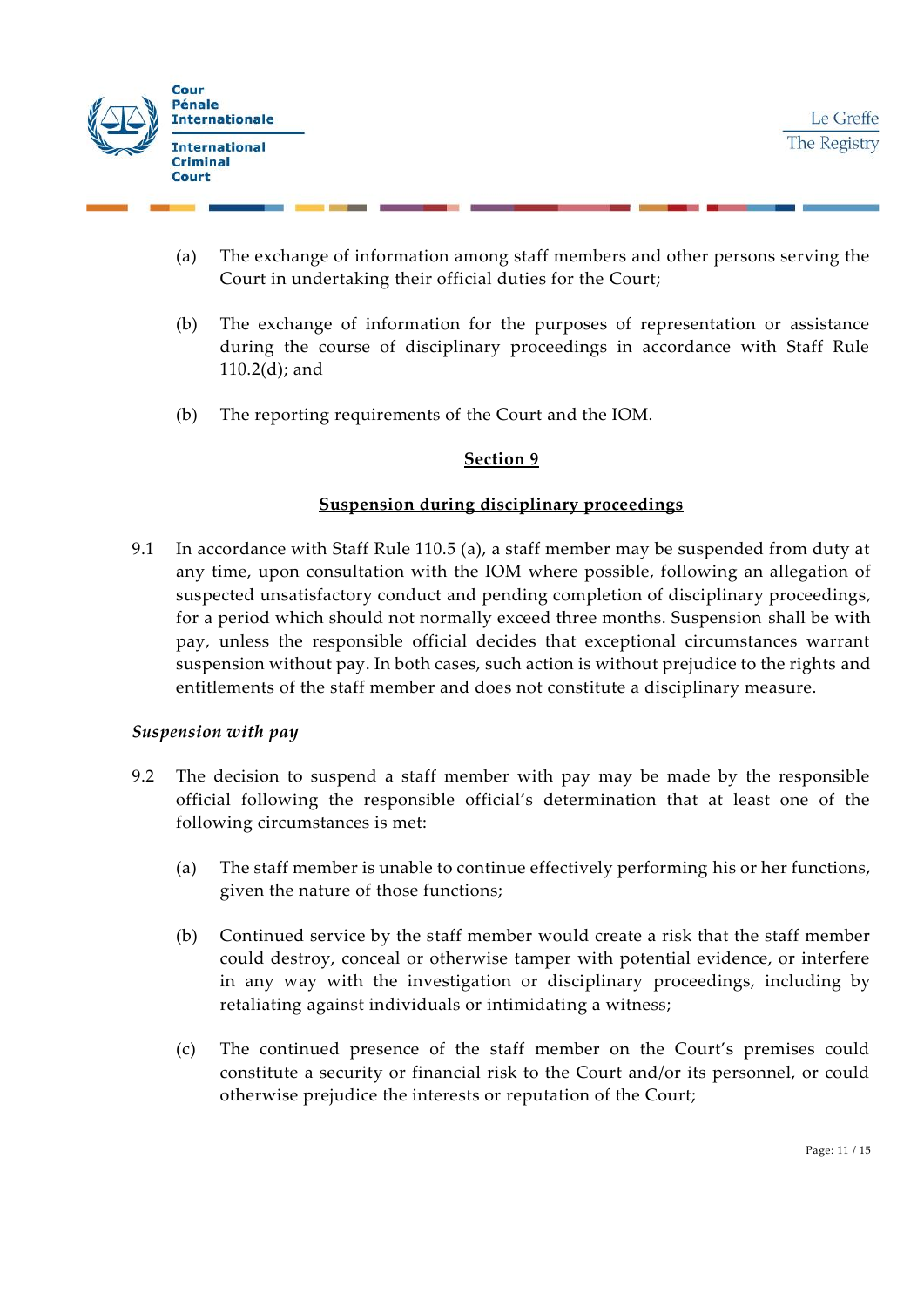(a) The exchange of information among staff members and other persons serving the Court in undertaking their official duties for the Court;

(b) The exchange of information for the purposes of representation or assistance during the course of disciplinary proceedings in accordance with Staff Rule 110.2(d); and

(b) The reporting requirements of the Court and the IOM.

## Section 9

## Suspension during disciplinary proceedings

9.1 In accordance with Staff Rule 110.5 (a), a staff member may be suspended from duty at any time, upon consultation with the IOM where possible, following an allegation of suspected unsatisfactory conduct and pending completion of disciplinary proceedings, for a period which should not normally exceed three months. Suspension shall be with pay, unless the responsible official decides that exceptional circumstances warrant suspension without pay. In both cases, such action is without prejudice to the rights and entitlements of the staff member and does not constitute a disciplinary measure.

*Suspension with pay*

9.2 The decision to suspend a staff member with pay may be made by the responsible official following the responsible official's determination that at least one of the following circumstances is met:

(a) The staff member is unable to continue effectively performing his or her functions, given the nature of those functions;

(b) Continued service by the staff member would create a risk that the staff member could destroy, conceal or otherwise tamper with potential evidence, or interfere in any way with the investigation or disciplinary proceedings, including by retaliating against individuals or intimidating a witness;

(c) The continued presence of the staff member on the Court's premises could constitute a security or financial risk to the Court and/or its personnel, or could otherwise prejudice the interests or reputation of the Court;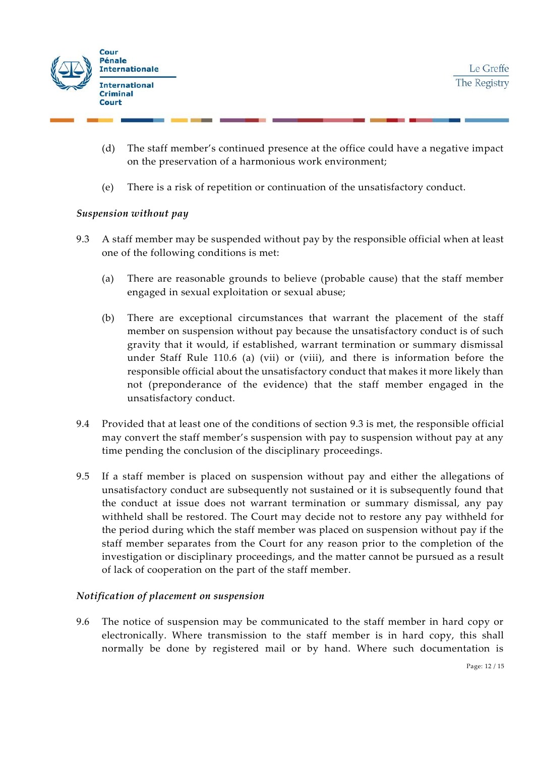(d) The staff member's continued presence at the office could have a negative impact on the preservation of a harmonious work environment;

(e) There is a risk of repetition or continuation of the unsatisfactory conduct.

*Suspension without pay*

9.3 A staff member may be suspended without pay by the responsible official when at least one of the following conditions is met:

(a) There are reasonable grounds to believe (probable cause) that the staff member engaged in sexual exploitation or sexual abuse;

(b) There are exceptional circumstances that warrant the placement of the staff member on suspension without pay because the unsatisfactory conduct is of such gravity that it would, if established, warrant termination or summary dismissal under Staff Rule 110.6 (a) (vii) or (viii), and there is information before the responsible official about the unsatisfactory conduct that makes it more likely than not (preponderance of the evidence) that the staff member engaged in the unsatisfactory conduct.

9.4 Provided that at least one of the conditions of section 9.3 is met, the responsible official may convert the staff member's suspension with pay to suspension without pay at any time pending the conclusion of the disciplinary proceedings.

9.5 If a staff member is placed on suspension without pay and either the allegations of unsatisfactory conduct are subsequently not sustained or it is subsequently found that the conduct at issue does not warrant termination or summary dismissal, any pay withheld shall be restored. The Court may decide not to restore any pay withheld for the period during which the staff member was placed on suspension without pay if the staff member separates from the Court for any reason prior to the completion of the investigation or disciplinary proceedings, and the matter cannot be pursued as a result of lack of cooperation on the part of the staff member.

*Notification of placement on suspension*

9.6 The notice of suspension may be communicated to the staff member in hard copy or electronically. Where transmission to the staff member is in hard copy, this shall normally be done by registered mail or by hand. Where such documentation is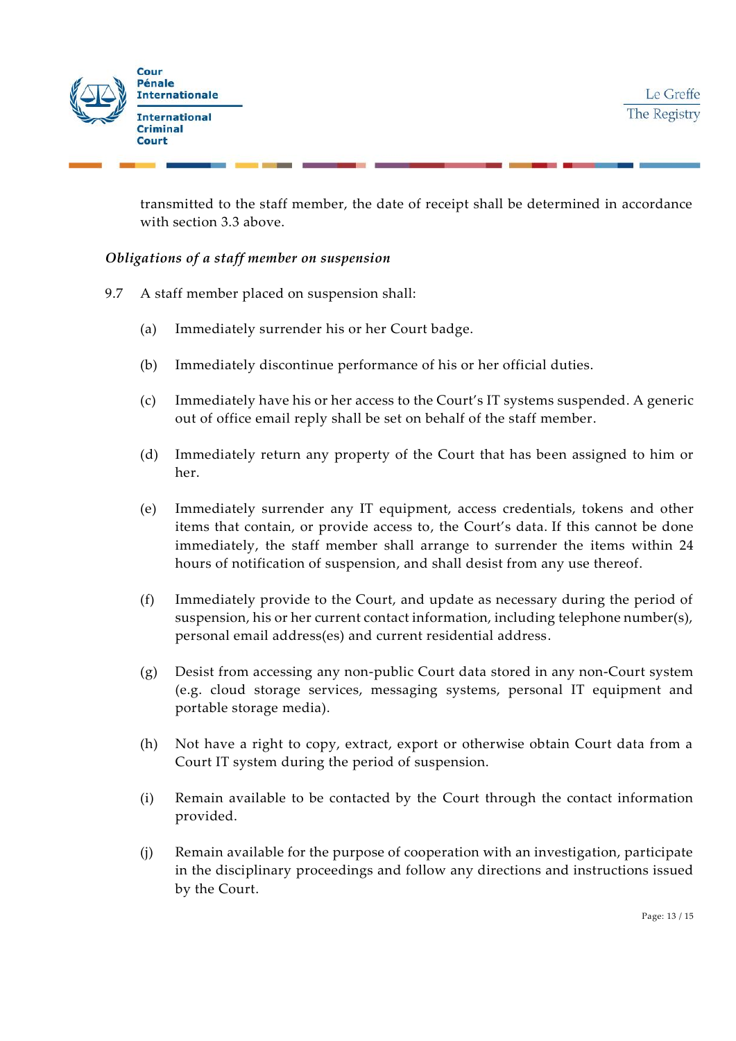transmitted to the staff member, the date of receipt shall be determined in accordance with section 3.3 above.

*Obligations of a staff member on suspension*

9.7 A staff member placed on suspension shall:

(a) Immediately surrender his or her Court badge.

(b) Immediately discontinue performance of his or her official duties.

(c) Immediately have his or her access to the Court's IT systems suspended. A generic out of office email reply shall be set on behalf of the staff member.

(d) Immediately return any property of the Court that has been assigned to him or her.

(e) Immediately surrender any IT equipment, access credentials, tokens and other items that contain, or provide access to, the Court's data. If this cannot be done immediately, the staff member shall arrange to surrender the items within 24 hours of notification of suspension, and shall desist from any use thereof.

(f) Immediately provide to the Court, and update as necessary during the period of suspension, his or her current contact information, including telephone number(s), personal email address(es) and current residential address.

(g) Desist from accessing any non-public Court data stored in any non-Court system (e.g. cloud storage services, messaging systems, personal IT equipment and portable storage media).

(h) Not have a right to copy, extract, export or otherwise obtain Court data from a Court IT system during the period of suspension.

(i) Remain available to be contacted by the Court through the contact information provided.

(j) Remain available for the purpose of cooperation with an investigation, participate in the disciplinary proceedings and follow any directions and instructions issued by the Court.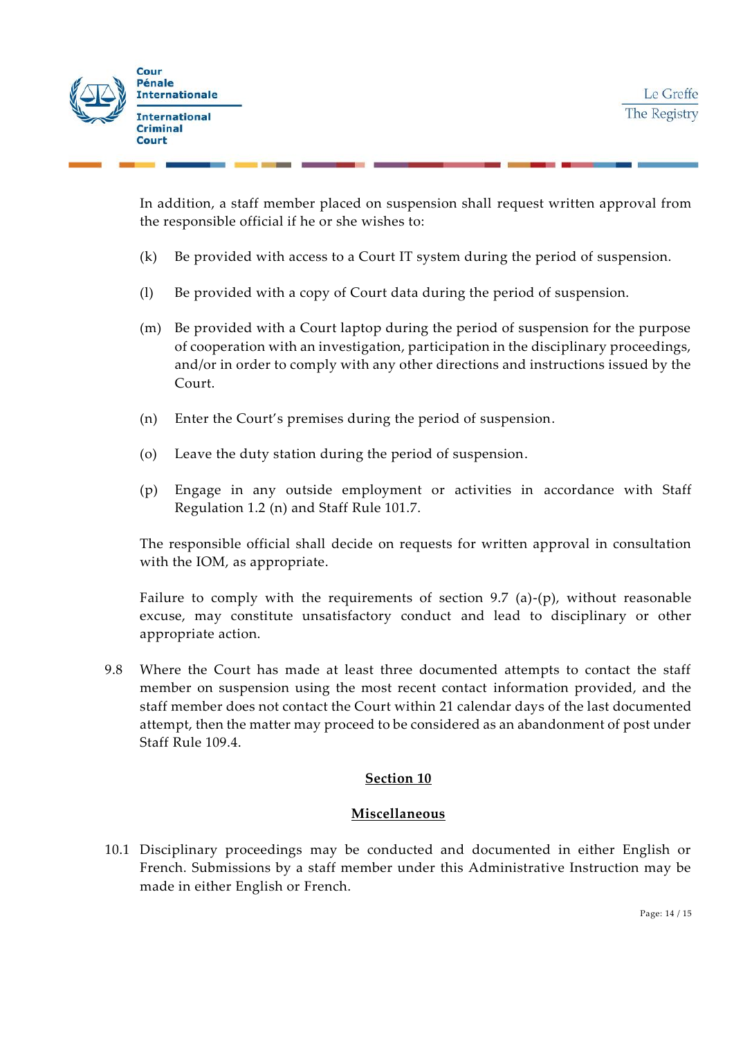In addition, a staff member placed on suspension shall request written approval from the responsible official if he or she wishes to:

(k) Be provided with access to a Court IT system during the period of suspension.

(l) Be provided with a copy of Court data during the period of suspension.

(m) Be provided with a Court laptop during the period of suspension for the purpose of cooperation with an investigation, participation in the disciplinary proceedings, and/or in order to comply with any other directions and instructions issued by the Court.

(n) Enter the Court's premises during the period of suspension.

(o) Leave the duty station during the period of suspension.

(p) Engage in any outside employment or activities in accordance with Staff Regulation 1.2 (n) and Staff Rule 101.7.

The responsible official shall decide on requests for written approval in consultation with the IOM, as appropriate.

Failure to comply with the requirements of section 9.7 (a)-(p), without reasonable excuse, may constitute unsatisfactory conduct and lead to disciplinary or other appropriate action.

9.8 Where the Court has made at least three documented attempts to contact the staff member on suspension using the most recent contact information provided, and the staff member does not contact the Court within 21 calendar days of the last documented attempt, then the matter may proceed to be considered as an abandonment of post under Staff Rule 109.4.

## Section 10

## Miscellaneous

10.1 Disciplinary proceedings may be conducted and documented in either English or French. Submissions by a staff member under this Administrative Instruction may be made in either English or French.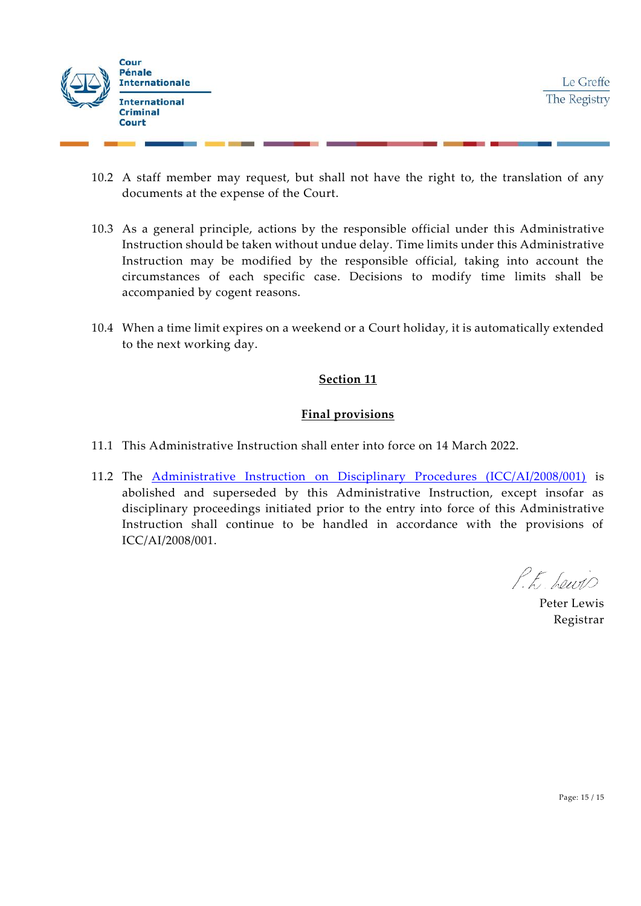10.2 A staff member may request, but shall not have the right to, the translation of any documents at the expense of the Court.

10.3 As a general principle, actions by the responsible official under this Administrative Instruction should be taken without undue delay. Time limits under this Administrative Instruction may be modified by the responsible official, taking into account the circumstances of each specific case. Decisions to modify time limits shall be accompanied by cogent reasons.

10.4 When a time limit expires on a weekend or a Court holiday, it is automatically extended to the next working day.

## Section 11

## Final provisions

11.1 This Administrative Instruction shall enter into force on 14 March 2022.

11.2 The Administrative Instruction on Disciplinary Procedures (ICC/AI/2008/001) is abolished and superseded by this Administrative Instruction, except insofar as disciplinary proceedings initiated prior to the entry into force of this Administrative Instruction shall continue to be handled in accordance with the provisions of ICC/AI/2008/001.

P.L. Lewis

Peter Lewis
Registrar